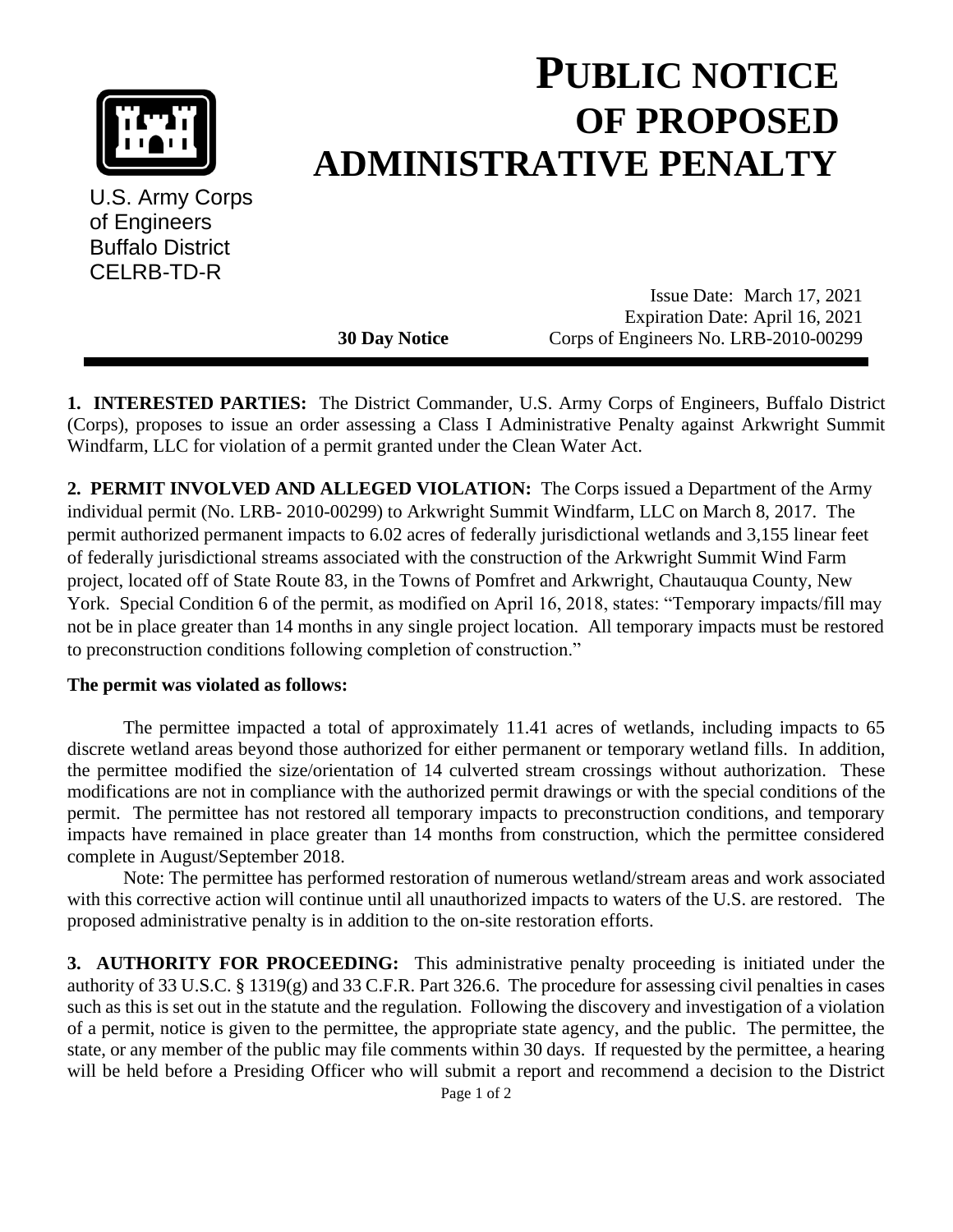U.S. Army Corps of Engineers
Buffalo District
CELRB-TD-R

# PUBLIC NOTICE OF PROPOSED ADMINISTRATIVE PENALTY

Issue Date: March 17, 2021
Expiration Date: April 16, 2021

**30 Day Notice** Corps of Engineers No. LRB-2010-00299

---

**1. INTERESTED PARTIES:** The District Commander, U.S. Army Corps of Engineers, Buffalo District (Corps), proposes to issue an order assessing a Class I Administrative Penalty against Arkwright Summit Windfarm, LLC for violation of a permit granted under the Clean Water Act.

**2. PERMIT INVOLVED AND ALLEGED VIOLATION:** The Corps issued a Department of the Army individual permit (No. LRB- 2010-00299) to Arkwright Summit Windfarm, LLC on March 8, 2017. The permit authorized permanent impacts to 6.02 acres of federally jurisdictional wetlands and 3,155 linear feet of federally jurisdictional streams associated with the construction of the Arkwright Summit Wind Farm project, located off of State Route 83, in the Towns of Pomfret and Arkwright, Chautauqua County, New York. Special Condition 6 of the permit, as modified on April 16, 2018, states: "Temporary impacts/fill may not be in place greater than 14 months in any single project location. All temporary impacts must be restored to preconstruction conditions following completion of construction."

**The permit was violated as follows:**

The permittee impacted a total of approximately 11.41 acres of wetlands, including impacts to 65 discrete wetland areas beyond those authorized for either permanent or temporary wetland fills. In addition, the permittee modified the size/orientation of 14 culverted stream crossings without authorization. These modifications are not in compliance with the authorized permit drawings or with the special conditions of the permit. The permittee has not restored all temporary impacts to preconstruction conditions, and temporary impacts have remained in place greater than 14 months from construction, which the permittee considered complete in August/September 2018.

Note: The permittee has performed restoration of numerous wetland/stream areas and work associated with this corrective action will continue until all unauthorized impacts to waters of the U.S. are restored. The proposed administrative penalty is in addition to the on-site restoration efforts.

**3. AUTHORITY FOR PROCEEDING:** This administrative penalty proceeding is initiated under the authority of 33 U.S.C. § 1319(g) and 33 C.F.R. Part 326.6. The procedure for assessing civil penalties in cases such as this is set out in the statute and the regulation. Following the discovery and investigation of a violation of a permit, notice is given to the permittee, the appropriate state agency, and the public. The permittee, the state, or any member of the public may file comments within 30 days. If requested by the permittee, a hearing will be held before a Presiding Officer who will submit a report and recommend a decision to the District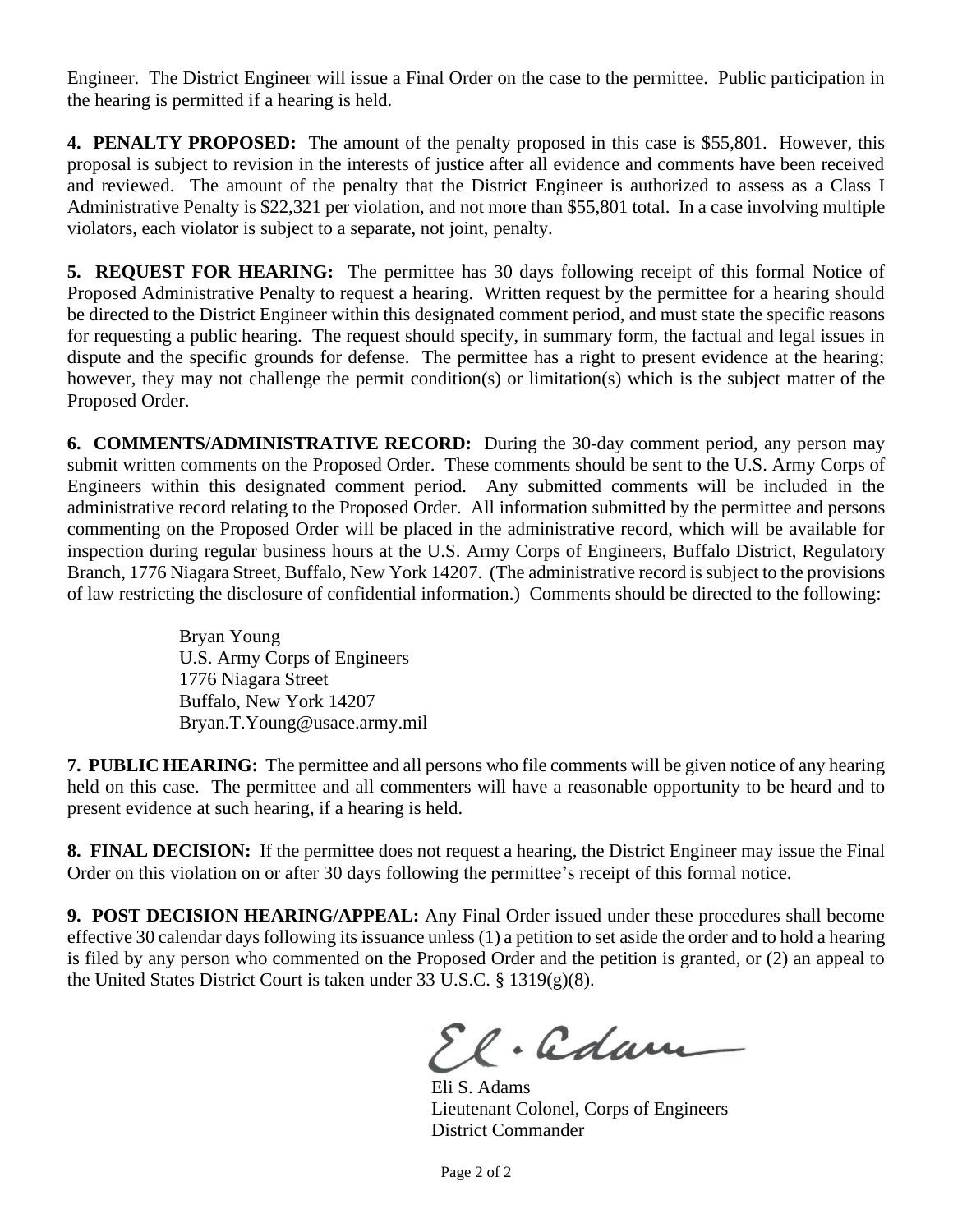Engineer. The District Engineer will issue a Final Order on the case to the permittee. Public participation in the hearing is permitted if a hearing is held.

**4. PENALTY PROPOSED:** The amount of the penalty proposed in this case is $55,801. However, this proposal is subject to revision in the interests of justice after all evidence and comments have been received and reviewed. The amount of the penalty that the District Engineer is authorized to assess as a Class I Administrative Penalty is $22,321 per violation, and not more than $55,801 total. In a case involving multiple violators, each violator is subject to a separate, not joint, penalty.

**5. REQUEST FOR HEARING:** The permittee has 30 days following receipt of this formal Notice of Proposed Administrative Penalty to request a hearing. Written request by the permittee for a hearing should be directed to the District Engineer within this designated comment period, and must state the specific reasons for requesting a public hearing. The request should specify, in summary form, the factual and legal issues in dispute and the specific grounds for defense. The permittee has a right to present evidence at the hearing; however, they may not challenge the permit condition(s) or limitation(s) which is the subject matter of the Proposed Order.

**6. COMMENTS/ADMINISTRATIVE RECORD:** During the 30-day comment period, any person may submit written comments on the Proposed Order. These comments should be sent to the U.S. Army Corps of Engineers within this designated comment period. Any submitted comments will be included in the administrative record relating to the Proposed Order. All information submitted by the permittee and persons commenting on the Proposed Order will be placed in the administrative record, which will be available for inspection during regular business hours at the U.S. Army Corps of Engineers, Buffalo District, Regulatory Branch, 1776 Niagara Street, Buffalo, New York 14207. (The administrative record is subject to the provisions of law restricting the disclosure of confidential information.) Comments should be directed to the following:

Bryan Young
U.S. Army Corps of Engineers
1776 Niagara Street
Buffalo, New York 14207
Bryan.T.Young@usace.army.mil

**7. PUBLIC HEARING:** The permittee and all persons who file comments will be given notice of any hearing held on this case. The permittee and all commenters will have a reasonable opportunity to be heard and to present evidence at such hearing, if a hearing is held.

**8. FINAL DECISION:** If the permittee does not request a hearing, the District Engineer may issue the Final Order on this violation on or after 30 days following the permittee's receipt of this formal notice.

**9. POST DECISION HEARING/APPEAL:** Any Final Order issued under these procedures shall become effective 30 calendar days following its issuance unless (1) a petition to set aside the order and to hold a hearing is filed by any person who commented on the Proposed Order and the petition is granted, or (2) an appeal to the United States District Court is taken under 33 U.S.C. § 1319(g)(8).

Eli S. Adams
Lieutenant Colonel, Corps of Engineers
District Commander